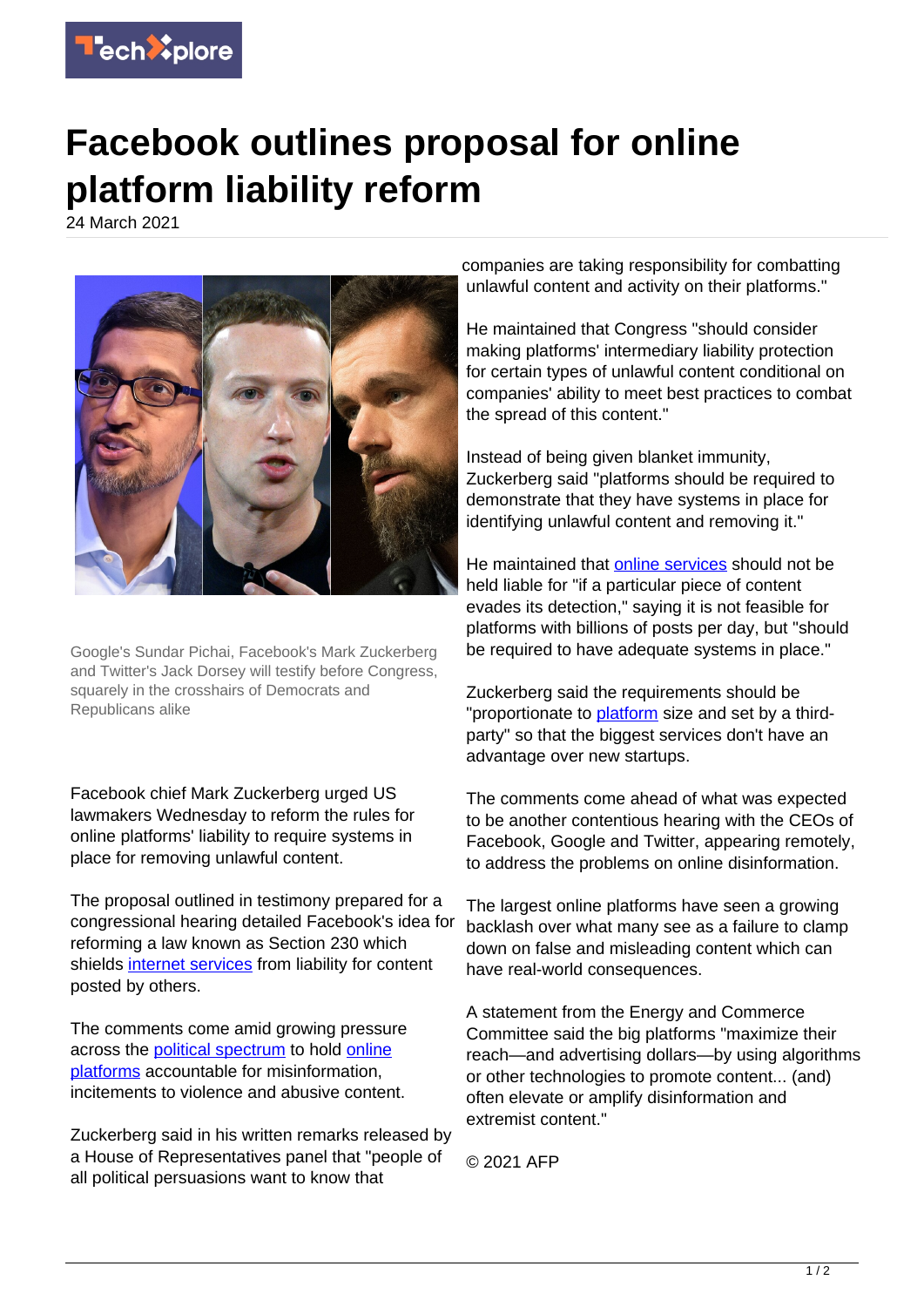# Facebook outlines proposal for online platform liability reform

24 March 2021

Google's Sundar Pichai, Facebook's Mark Zuckerberg and Twitter's Jack Dorsey will testify before Congress, squarely in the crosshairs of Democrats and Republicans alike

Facebook chief Mark Zuckerberg urged US lawmakers Wednesday to reform the rules for online platforms' liability to require systems in place for removing unlawful content.

The proposal outlined in testimony prepared for a congressional hearing detailed Facebook's idea for reforming a law known as Section 230 which shields internet services from liability for content posted by others.

The comments come amid growing pressure across the political spectrum to hold online platforms accountable for misinformation, incitements to violence and abusive content.

Zuckerberg said in his written remarks released by a House of Representatives panel that "people of all political persuasions want to know that companies are taking responsibility for combatting unlawful content and activity on their platforms."

He maintained that Congress "should consider making platforms' intermediary liability protection for certain types of unlawful content conditional on companies' ability to meet best practices to combat the spread of this content."

Instead of being given blanket immunity, Zuckerberg said "platforms should be required to demonstrate that they have systems in place for identifying unlawful content and removing it."

He maintained that online services should not be held liable for "if a particular piece of content evades its detection," saying it is not feasible for platforms with billions of posts per day, but "should be required to have adequate systems in place."

Zuckerberg said the requirements should be "proportionate to platform size and set by a third-party" so that the biggest services don't have an advantage over new startups.

The comments come ahead of what was expected to be another contentious hearing with the CEOs of Facebook, Google and Twitter, appearing remotely, to address the problems on online disinformation.

The largest online platforms have seen a growing backlash over what many see as a failure to clamp down on false and misleading content which can have real-world consequences.

A statement from the Energy and Commerce Committee said the big platforms "maximize their reach—and advertising dollars—by using algorithms or other technologies to promote content... (and) often elevate or amplify disinformation and extremist content."

© 2021 AFP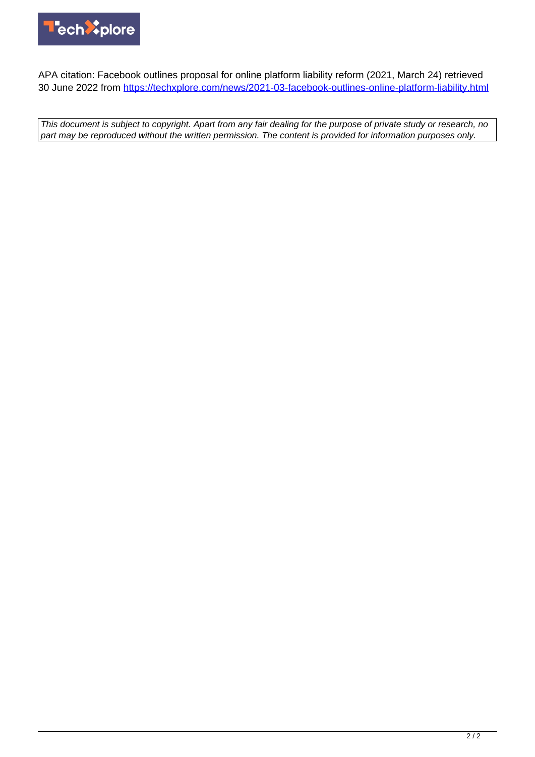APA citation: Facebook outlines proposal for online platform liability reform (2021, March 24) retrieved 30 June 2022 from https://techxplore.com/news/2021-03-facebook-outlines-online-platform-liability.html

*This document is subject to copyright. Apart from any fair dealing for the purpose of private study or research, no part may be reproduced without the written permission. The content is provided for information purposes only.*